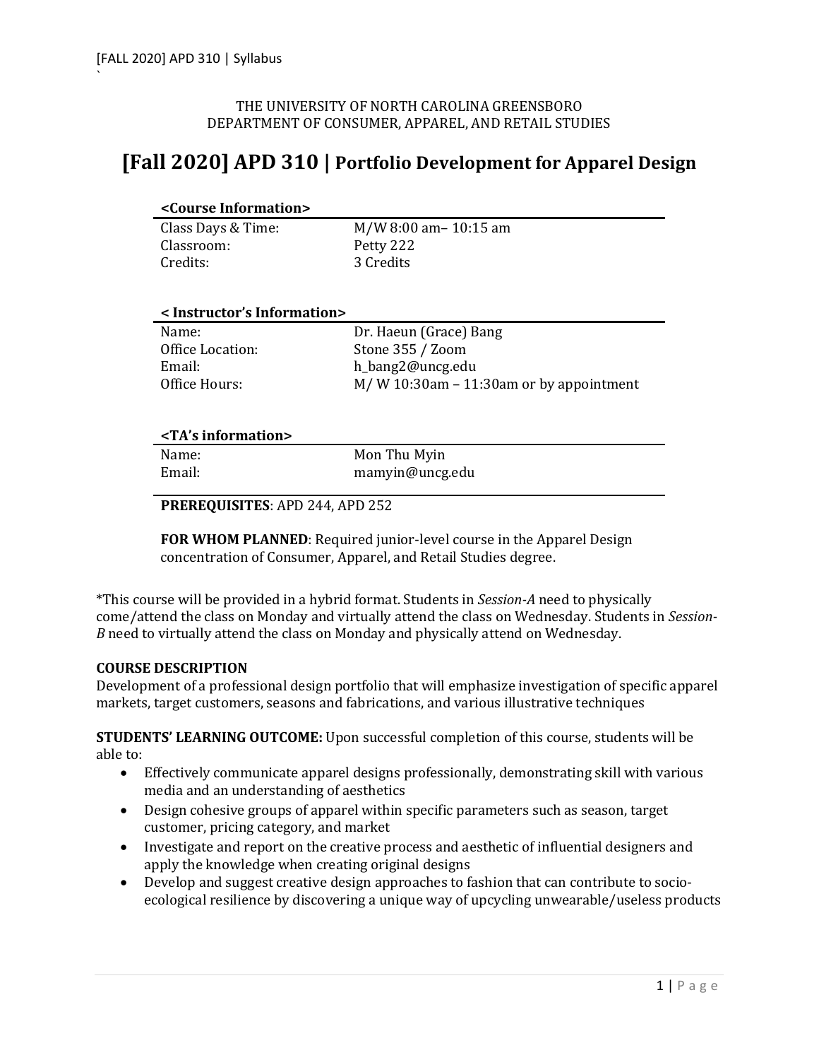THE UNIVERSITY OF NORTH CAROLINA GREENSBORO
DEPARTMENT OF CONSUMER, APPAREL, AND RETAIL STUDIES

# [Fall 2020] APD 310 | Portfolio Development for Apparel Design

**<Course Information>**

| | |
|---|---|
| Class Days & Time: | M/W 8:00 am– 10:15 am |
| Classroom: | Petty 222 |
| Credits: | 3 Credits |

**< Instructor's Information>**

| | |
|---|---|
| Name: | Dr. Haeun (Grace) Bang |
| Office Location: | Stone 355 / Zoom |
| Email: | h_bang2@uncg.edu |
| Office Hours: | M/ W 10:30am – 11:30am or by appointment |

**<TA's information>**

| | |
|---|---|
| Name: | Mon Thu Myin |
| Email: | mamyin@uncg.edu |

**PREREQUISITES**: APD 244, APD 252

**FOR WHOM PLANNED**: Required junior-level course in the Apparel Design concentration of Consumer, Apparel, and Retail Studies degree.

*This course will be provided in a hybrid format. Students in *Session-A* need to physically come/attend the class on Monday and virtually attend the class on Wednesday. Students in *Session-B* need to virtually attend the class on Monday and physically attend on Wednesday.

**COURSE DESCRIPTION**

Development of a professional design portfolio that will emphasize investigation of specific apparel markets, target customers, seasons and fabrications, and various illustrative techniques

**STUDENTS' LEARNING OUTCOME:** Upon successful completion of this course, students will be able to:

- Effectively communicate apparel designs professionally, demonstrating skill with various media and an understanding of aesthetics
- Design cohesive groups of apparel within specific parameters such as season, target customer, pricing category, and market
- Investigate and report on the creative process and aesthetic of influential designers and apply the knowledge when creating original designs
- Develop and suggest creative design approaches to fashion that can contribute to socio-ecological resilience by discovering a unique way of upcycling unwearable/useless products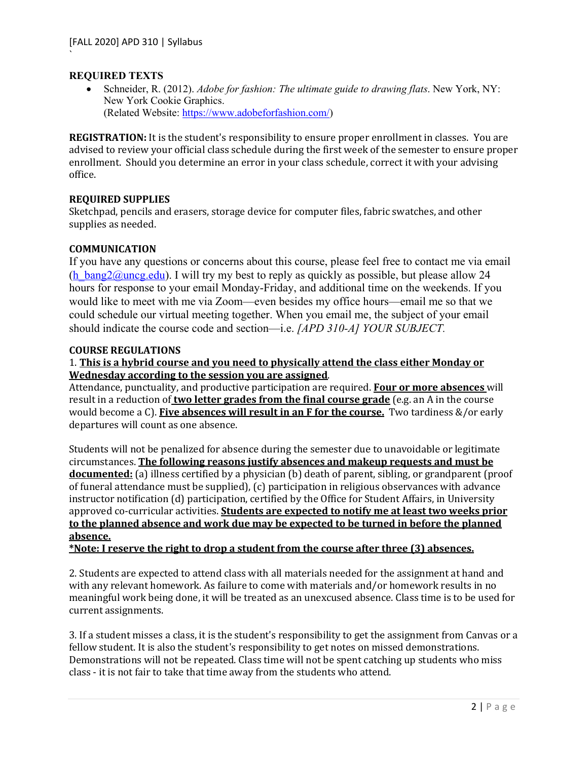## REQUIRED TEXTS

- Schneider, R. (2012). *Adobe for fashion: The ultimate guide to drawing flats*. New York, NY: New York Cookie Graphics.
  (Related Website: https://www.adobeforfashion.com/)

**REGISTRATION:** It is the student's responsibility to ensure proper enrollment in classes. You are advised to review your official class schedule during the first week of the semester to ensure proper enrollment. Should you determine an error in your class schedule, correct it with your advising office.

## REQUIRED SUPPLIES

Sketchpad, pencils and erasers, storage device for computer files, fabric swatches, and other supplies as needed.

## COMMUNICATION

If you have any questions or concerns about this course, please feel free to contact me via email (h_bang2@uncg.edu). I will try my best to reply as quickly as possible, but please allow 24 hours for response to your email Monday-Friday, and additional time on the weekends. If you would like to meet with me via Zoom—even besides my office hours—email me so that we could schedule our virtual meeting together. When you email me, the subject of your email should indicate the course code and section—i.e. *[APD 310-A] YOUR SUBJECT.*

## COURSE REGULATIONS

1. **This is a hybrid course and you need to physically attend the class either Monday or Wednesday according to the session you are assigned**.
Attendance, punctuality, and productive participation are required. **Four or more absences** will result in a reduction of **two letter grades from the final course grade** (e.g. an A in the course would become a C). **Five absences will result in an F for the course.** Two tardiness &/or early departures will count as one absence.

Students will not be penalized for absence during the semester due to unavoidable or legitimate circumstances. **The following reasons justify absences and makeup requests and must be documented:** (a) illness certified by a physician (b) death of parent, sibling, or grandparent (proof of funeral attendance must be supplied), (c) participation in religious observances with advance instructor notification (d) participation, certified by the Office for Student Affairs, in University approved co-curricular activities. **Students are expected to notify me at least two weeks prior to the planned absence and work due may be expected to be turned in before the planned absence.**
**\*Note: I reserve the right to drop a student from the course after three (3) absences.**

2. Students are expected to attend class with all materials needed for the assignment at hand and with any relevant homework. As failure to come with materials and/or homework results in no meaningful work being done, it will be treated as an unexcused absence. Class time is to be used for current assignments.

3. If a student misses a class, it is the student's responsibility to get the assignment from Canvas or a fellow student. It is also the student's responsibility to get notes on missed demonstrations. Demonstrations will not be repeated. Class time will not be spent catching up students who miss class - it is not fair to take that time away from the students who attend.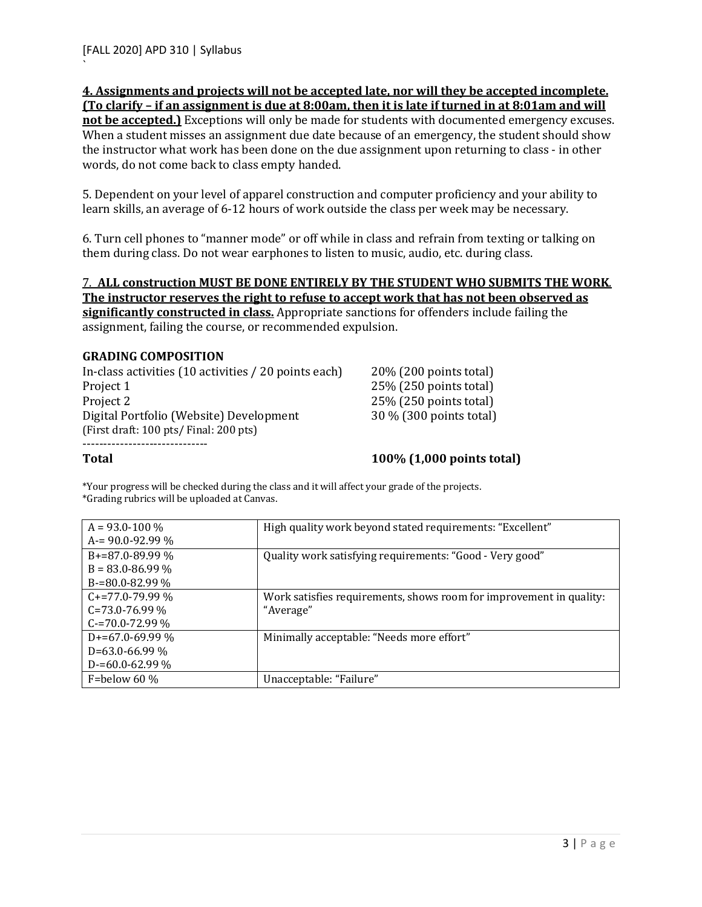**4. Assignments and projects will not be accepted late, nor will they be accepted incomplete. (To clarify – if an assignment is due at 8:00am, then it is late if turned in at 8:01am and will not be accepted.)** Exceptions will only be made for students with documented emergency excuses. When a student misses an assignment due date because of an emergency, the student should show the instructor what work has been done on the due assignment upon returning to class - in other words, do not come back to class empty handed.

5. Dependent on your level of apparel construction and computer proficiency and your ability to learn skills, an average of 6-12 hours of work outside the class per week may be necessary.

6. Turn cell phones to "manner mode" or off while in class and refrain from texting or talking on them during class. Do not wear earphones to listen to music, audio, etc. during class.

7. **ALL construction MUST BE DONE ENTIRELY BY THE STUDENT WHO SUBMITS THE WORK. The instructor reserves the right to refuse to accept work that has not been observed as significantly constructed in class.** Appropriate sanctions for offenders include failing the assignment, failing the course, or recommended expulsion.

**GRADING COMPOSITION**

| Component | Weight |
| --- | --- |
| In-class activities (10 activities / 20 points each) | 20% (200 points total) |
| Project 1 | 25% (250 points total) |
| Project 2 | 25% (250 points total) |
| Digital Portfolio (Website) Development (First draft: 100 pts/ Final: 200 pts) | 30 % (300 points total) |
| **Total** | **100% (1,000 points total)** |

*Your progress will be checked during the class and it will affect your grade of the projects.
*Grading rubrics will be uploaded at Canvas.

| Grade | Description |
| --- | --- |
| A = 93.0-100 %<br>A-= 90.0-92.99 % | High quality work beyond stated requirements: "Excellent" |
| B+=87.0-89.99 %<br>B = 83.0-86.99 %<br>B-=80.0-82.99 % | Quality work satisfying requirements: "Good - Very good" |
| C+=77.0-79.99 %<br>C=73.0-76.99 %<br>C-=70.0-72.99 % | Work satisfies requirements, shows room for improvement in quality: "Average" |
| D+=67.0-69.99 %<br>D=63.0-66.99 %<br>D-=60.0-62.99 % | Minimally acceptable: "Needs more effort" |
| F=below 60 % | Unacceptable: "Failure" |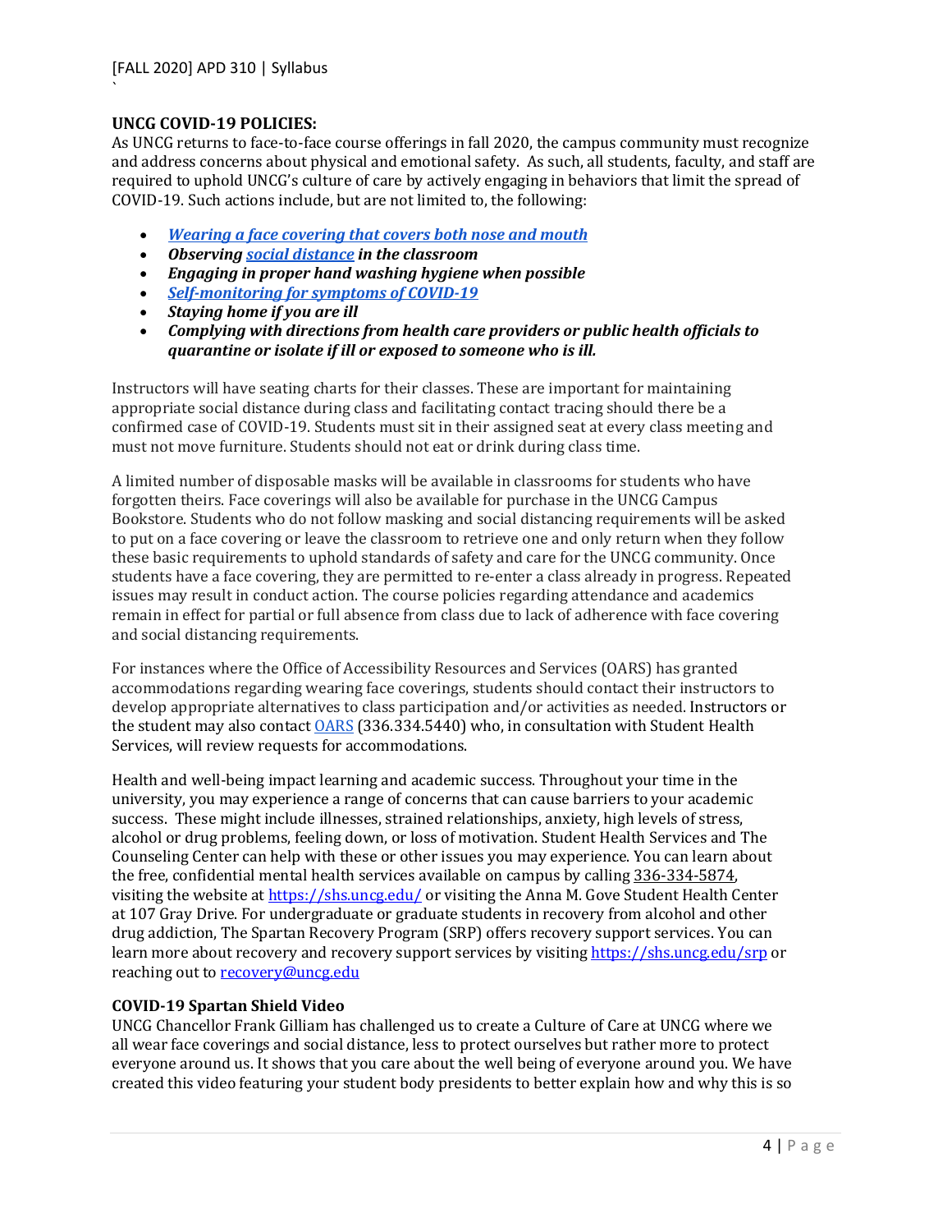**UNCG COVID-19 POLICIES:**
As UNCG returns to face-to-face course offerings in fall 2020, the campus community must recognize and address concerns about physical and emotional safety. As such, all students, faculty, and staff are required to uphold UNCG's culture of care by actively engaging in behaviors that limit the spread of COVID-19. Such actions include, but are not limited to, the following:

- ***Wearing a face covering that covers both nose and mouth***
- ***Observing social distance in the classroom***
- ***Engaging in proper hand washing hygiene when possible***
- ***Self-monitoring for symptoms of COVID-19***
- ***Staying home if you are ill***
- ***Complying with directions from health care providers or public health officials to quarantine or isolate if ill or exposed to someone who is ill.***

Instructors will have seating charts for their classes. These are important for maintaining appropriate social distance during class and facilitating contact tracing should there be a confirmed case of COVID-19. Students must sit in their assigned seat at every class meeting and must not move furniture. Students should not eat or drink during class time.

A limited number of disposable masks will be available in classrooms for students who have forgotten theirs. Face coverings will also be available for purchase in the UNCG Campus Bookstore. Students who do not follow masking and social distancing requirements will be asked to put on a face covering or leave the classroom to retrieve one and only return when they follow these basic requirements to uphold standards of safety and care for the UNCG community. Once students have a face covering, they are permitted to re-enter a class already in progress. Repeated issues may result in conduct action. The course policies regarding attendance and academics remain in effect for partial or full absence from class due to lack of adherence with face covering and social distancing requirements.

For instances where the Office of Accessibility Resources and Services (OARS) has granted accommodations regarding wearing face coverings, students should contact their instructors to develop appropriate alternatives to class participation and/or activities as needed. Instructors or the student may also contact OARS (336.334.5440) who, in consultation with Student Health Services, will review requests for accommodations.

Health and well-being impact learning and academic success. Throughout your time in the university, you may experience a range of concerns that can cause barriers to your academic success. These might include illnesses, strained relationships, anxiety, high levels of stress, alcohol or drug problems, feeling down, or loss of motivation. Student Health Services and The Counseling Center can help with these or other issues you may experience. You can learn about the free, confidential mental health services available on campus by calling 336-334-5874, visiting the website at https://shs.uncg.edu/ or visiting the Anna M. Gove Student Health Center at 107 Gray Drive. For undergraduate or graduate students in recovery from alcohol and other drug addiction, The Spartan Recovery Program (SRP) offers recovery support services. You can learn more about recovery and recovery support services by visiting https://shs.uncg.edu/srp or reaching out to recovery@uncg.edu

**COVID-19 Spartan Shield Video**
UNCG Chancellor Frank Gilliam has challenged us to create a Culture of Care at UNCG where we all wear face coverings and social distance, less to protect ourselves but rather more to protect everyone around us. It shows that you care about the well being of everyone around you. We have created this video featuring your student body presidents to better explain how and why this is so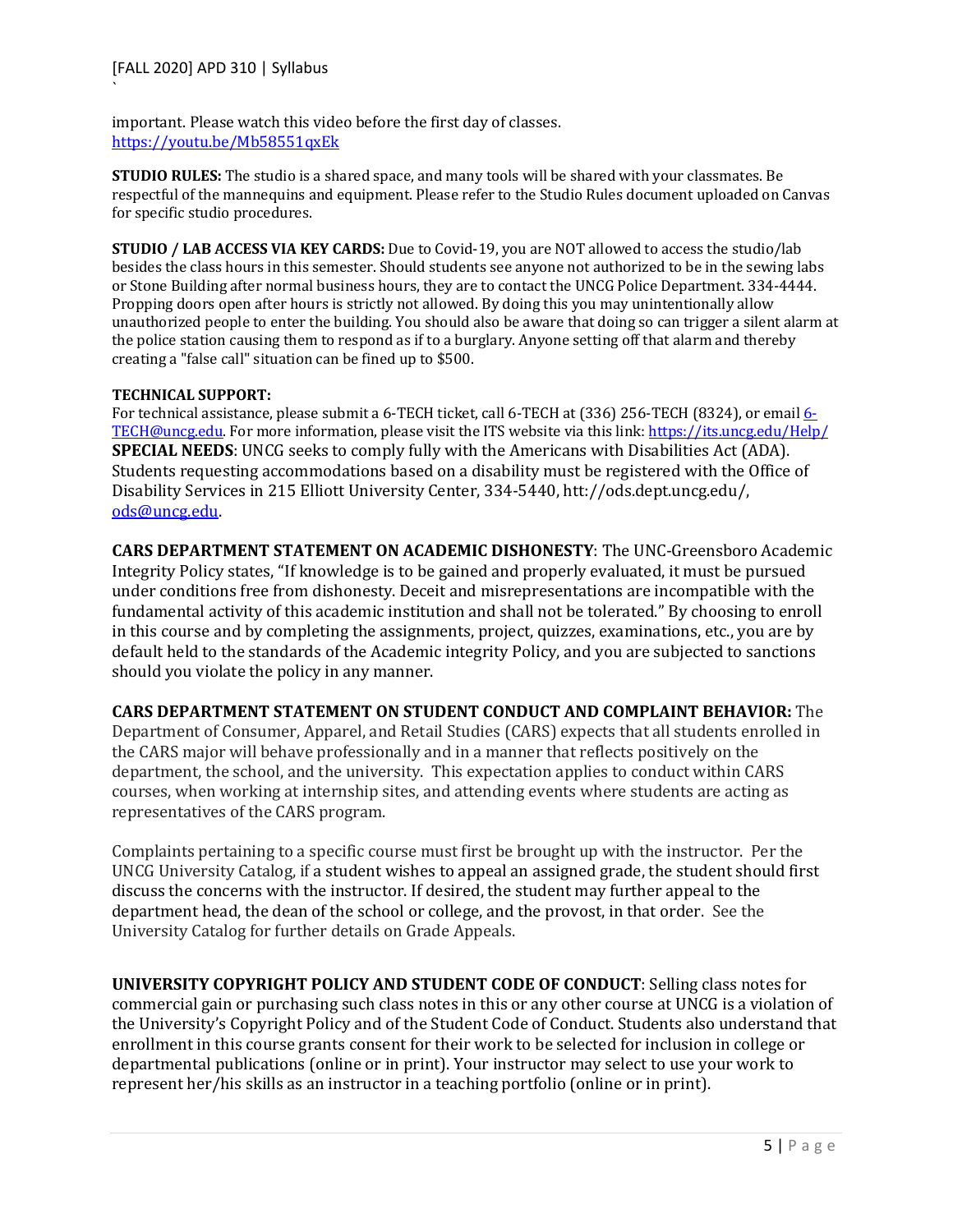important. Please watch this video before the first day of classes.
https://youtu.be/Mb58551qxEk

**STUDIO RULES:** The studio is a shared space, and many tools will be shared with your classmates. Be respectful of the mannequins and equipment. Please refer to the Studio Rules document uploaded on Canvas for specific studio procedures.

**STUDIO / LAB ACCESS VIA KEY CARDS:** Due to Covid-19, you are NOT allowed to access the studio/lab besides the class hours in this semester. Should students see anyone not authorized to be in the sewing labs or Stone Building after normal business hours, they are to contact the UNCG Police Department. 334-4444. Propping doors open after hours is strictly not allowed. By doing this you may unintentionally allow unauthorized people to enter the building. You should also be aware that doing so can trigger a silent alarm at the police station causing them to respond as if to a burglary. Anyone setting off that alarm and thereby creating a "false call" situation can be fined up to $500.

**TECHNICAL SUPPORT:**
For technical assistance, please submit a 6-TECH ticket, call 6-TECH at (336) 256-TECH (8324), or email 6-TECH@uncg.edu. For more information, please visit the ITS website via this link: https://its.uncg.edu/Help/

**SPECIAL NEEDS**: UNCG seeks to comply fully with the Americans with Disabilities Act (ADA). Students requesting accommodations based on a disability must be registered with the Office of Disability Services in 215 Elliott University Center, 334-5440, htt://ods.dept.uncg.edu/, ods@uncg.edu.

**CARS DEPARTMENT STATEMENT ON ACADEMIC DISHONESTY**: The UNC-Greensboro Academic Integrity Policy states, "If knowledge is to be gained and properly evaluated, it must be pursued under conditions free from dishonesty. Deceit and misrepresentations are incompatible with the fundamental activity of this academic institution and shall not be tolerated." By choosing to enroll in this course and by completing the assignments, project, quizzes, examinations, etc., you are by default held to the standards of the Academic integrity Policy, and you are subjected to sanctions should you violate the policy in any manner.

**CARS DEPARTMENT STATEMENT ON STUDENT CONDUCT AND COMPLAINT BEHAVIOR:** The Department of Consumer, Apparel, and Retail Studies (CARS) expects that all students enrolled in the CARS major will behave professionally and in a manner that reflects positively on the department, the school, and the university. This expectation applies to conduct within CARS courses, when working at internship sites, and attending events where students are acting as representatives of the CARS program.

Complaints pertaining to a specific course must first be brought up with the instructor. Per the UNCG University Catalog, if a student wishes to appeal an assigned grade, the student should first discuss the concerns with the instructor. If desired, the student may further appeal to the department head, the dean of the school or college, and the provost, in that order. See the University Catalog for further details on Grade Appeals.

**UNIVERSITY COPYRIGHT POLICY AND STUDENT CODE OF CONDUCT**: Selling class notes for commercial gain or purchasing such class notes in this or any other course at UNCG is a violation of the University's Copyright Policy and of the Student Code of Conduct. Students also understand that enrollment in this course grants consent for their work to be selected for inclusion in college or departmental publications (online or in print). Your instructor may select to use your work to represent her/his skills as an instructor in a teaching portfolio (online or in print).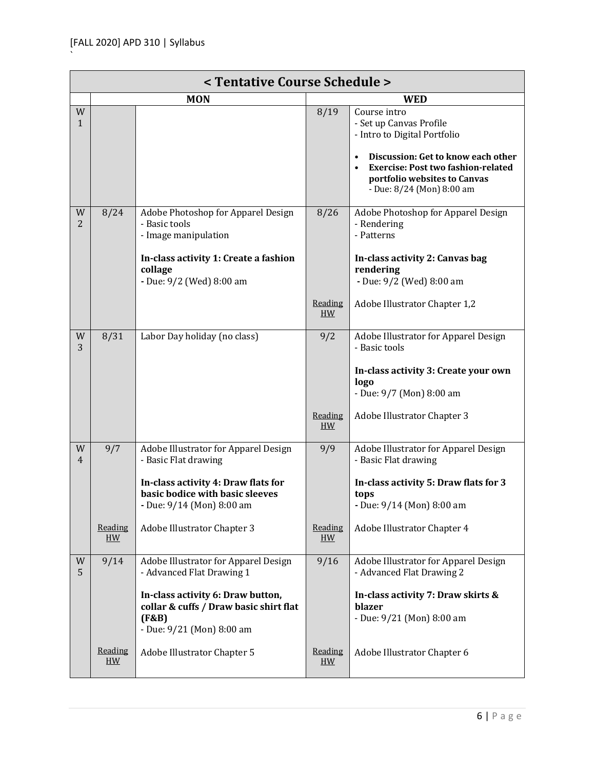| < Tentative Course Schedule > | | | | |
|---|---|---|---|---|
| | MON | | WED | |
| W 1 | | | 8/19 | Course intro<br>- Set up Canvas Profile<br>- Intro to Digital Portfolio<br>• **Discussion: Get to know each other**<br>• **Exercise: Post two fashion-related portfolio websites to Canvas**<br>- Due: 8/24 (Mon) 8:00 am |
| W 2 | 8/24 | Adobe Photoshop for Apparel Design<br>- Basic tools<br>- Image manipulation<br>**In-class activity 1: Create a fashion collage**<br>- Due: 9/2 (Wed) 8:00 am | 8/26 | Adobe Photoshop for Apparel Design<br>- Rendering<br>- Patterns<br>**In-class activity 2: Canvas bag rendering**<br>- Due: 9/2 (Wed) 8:00 am |
| | | | Reading HW | Adobe Illustrator Chapter 1,2 |
| W 3 | 8/31 | Labor Day holiday (no class) | 9/2 | Adobe Illustrator for Apparel Design<br>- Basic tools<br>**In-class activity 3: Create your own logo**<br>- Due: 9/7 (Mon) 8:00 am |
| | | | Reading HW | Adobe Illustrator Chapter 3 |
| W 4 | 9/7 | Adobe Illustrator for Apparel Design<br>- Basic Flat drawing<br>**In-class activity 4: Draw flats for basic bodice with basic sleeves**<br>- Due: 9/14 (Mon) 8:00 am | 9/9 | Adobe Illustrator for Apparel Design<br>- Basic Flat drawing<br>**In-class activity 5: Draw flats for 3 tops**<br>- Due: 9/14 (Mon) 8:00 am |
| | Reading HW | Adobe Illustrator Chapter 3 | Reading HW | Adobe Illustrator Chapter 4 |
| W 5 | 9/14 | Adobe Illustrator for Apparel Design<br>- Advanced Flat Drawing 1<br>**In-class activity 6: Draw button, collar & cuffs / Draw basic shirt flat (F&B)**<br>- Due: 9/21 (Mon) 8:00 am | 9/16 | Adobe Illustrator for Apparel Design<br>- Advanced Flat Drawing 2<br>**In-class activity 7: Draw skirts & blazer**<br>- Due: 9/21 (Mon) 8:00 am |
| | Reading HW | Adobe Illustrator Chapter 5 | Reading HW | Adobe Illustrator Chapter 6 |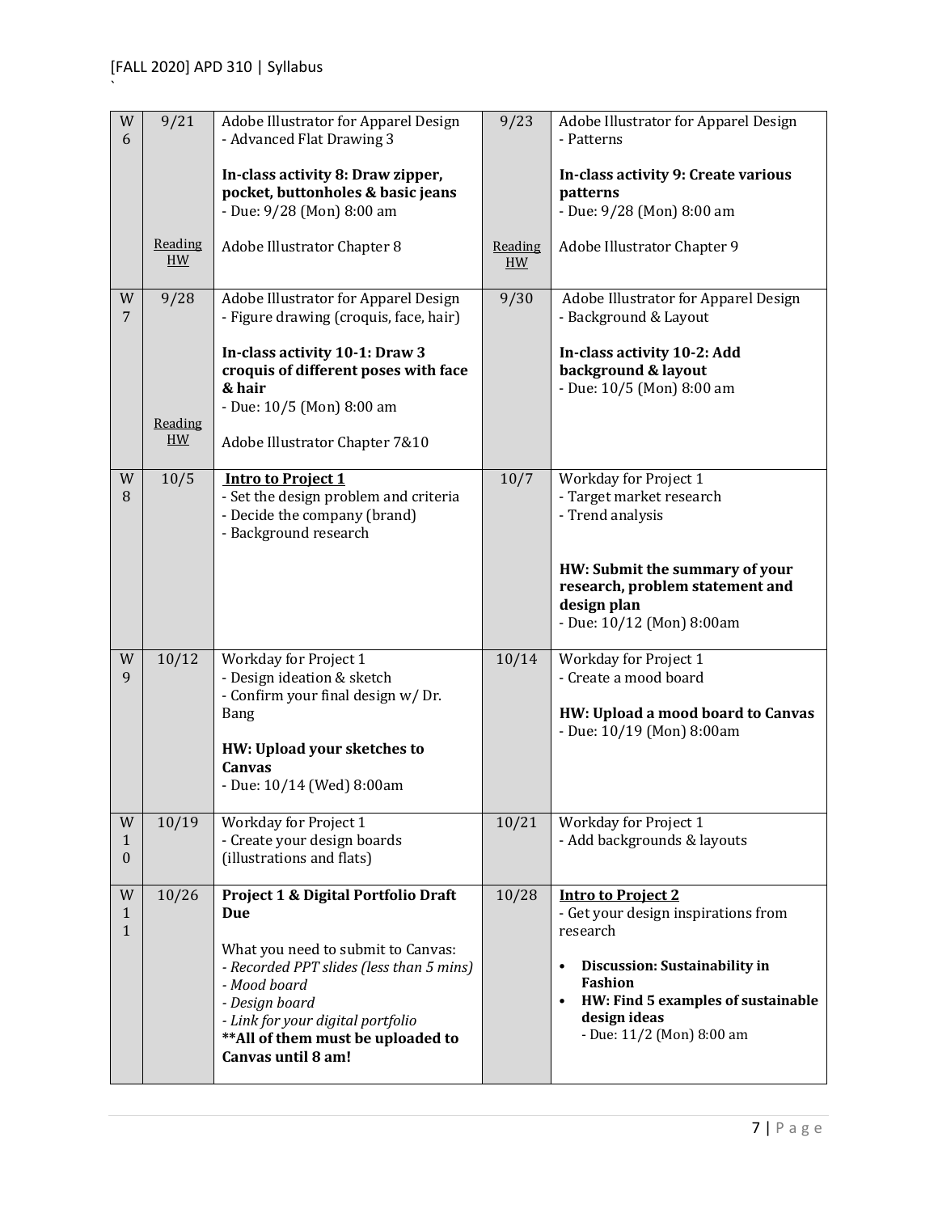| W 6 | 9/21 | Adobe Illustrator for Apparel Design<br>- Advanced Flat Drawing 3<br><br>**In-class activity 8: Draw zipper, pocket, buttonholes & basic jeans**<br>- Due: 9/28 (Mon) 8:00 am | 9/23 | Adobe Illustrator for Apparel Design<br>- Patterns<br><br>**In-class activity 9: Create various patterns**<br>- Due: 9/28 (Mon) 8:00 am |
|---|---|---|---|---|
| | Reading HW | Adobe Illustrator Chapter 8 | Reading HW | Adobe Illustrator Chapter 9 |
| W 7 | 9/28 | Adobe Illustrator for Apparel Design<br>- Figure drawing (croquis, face, hair)<br><br>**In-class activity 10-1: Draw 3 croquis of different poses with face & hair**<br>- Due: 10/5 (Mon) 8:00 am | 9/30 | Adobe Illustrator for Apparel Design<br>- Background & Layout<br><br>**In-class activity 10-2: Add background & layout**<br>- Due: 10/5 (Mon) 8:00 am |
| | Reading HW | Adobe Illustrator Chapter 7&10 | | |
| W 8 | 10/5 | **Intro to Project 1**<br>- Set the design problem and criteria<br>- Decide the company (brand)<br>- Background research | 10/7 | Workday for Project 1<br>- Target market research<br>- Trend analysis<br><br>**HW: Submit the summary of your research, problem statement and design plan**<br>- Due: 10/12 (Mon) 8:00am |
| W 9 | 10/12 | Workday for Project 1<br>- Design ideation & sketch<br>- Confirm your final design w/ Dr. Bang<br><br>**HW: Upload your sketches to Canvas**<br>- Due: 10/14 (Wed) 8:00am | 10/14 | Workday for Project 1<br>- Create a mood board<br><br>**HW: Upload a mood board to Canvas**<br>- Due: 10/19 (Mon) 8:00am |
| W 10 | 10/19 | Workday for Project 1<br>- Create your design boards (illustrations and flats) | 10/21 | Workday for Project 1<br>- Add backgrounds & layouts |
| W 11 | 10/26 | **Project 1 & Digital Portfolio Draft Due**<br><br>What you need to submit to Canvas:<br>*- Recorded PPT slides (less than 5 mins)*<br>*- Mood board*<br>*- Design board*<br>*- Link for your digital portfolio*<br>**\*\*All of them must be uploaded to Canvas until 8 am!** | 10/28 | **Intro to Project 2**<br>- Get your design inspirations from research<br><br>• **Discussion: Sustainability in Fashion**<br>• **HW: Find 5 examples of sustainable design ideas**<br>- Due: 11/2 (Mon) 8:00 am |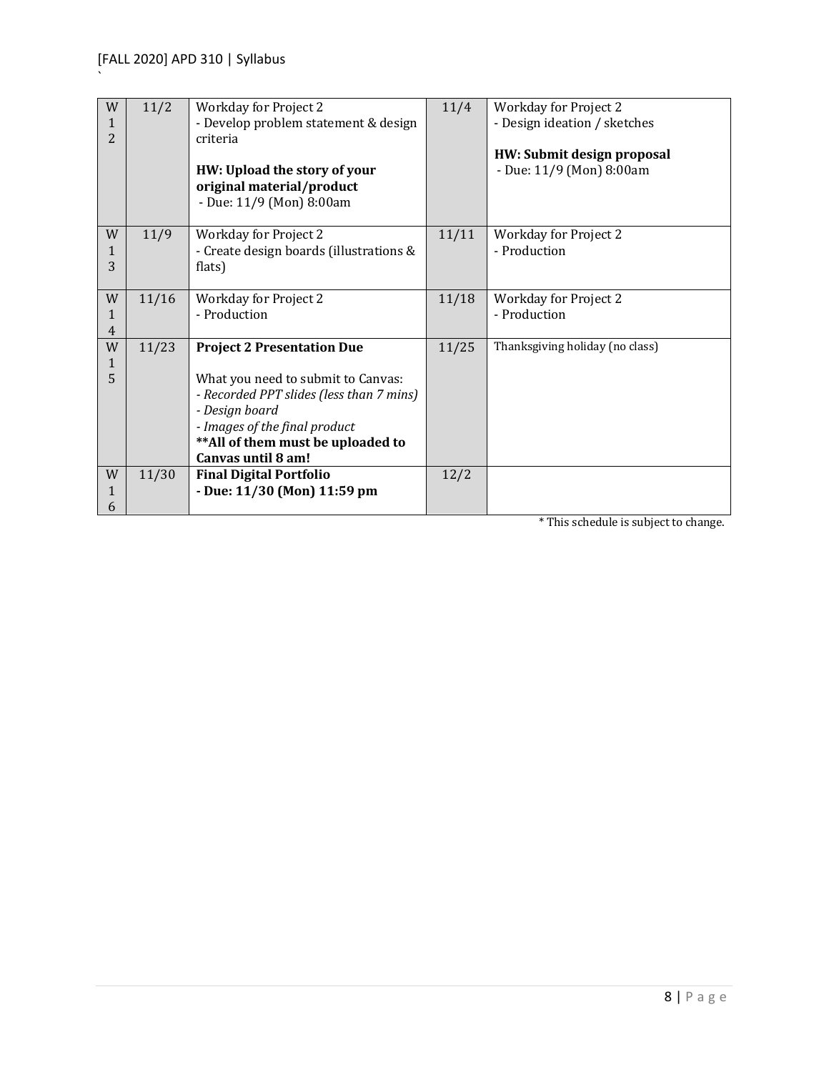| | | | | |
|---|---|---|---|---|
| W12 | 11/2 | Workday for Project 2<br>- Develop problem statement & design criteria<br><br>**HW: Upload the story of your original material/product**<br>- Due: 11/9 (Mon) 8:00am | 11/4 | Workday for Project 2<br>- Design ideation / sketches<br><br>**HW: Submit design proposal**<br>- Due: 11/9 (Mon) 8:00am |
| W13 | 11/9 | Workday for Project 2<br>- Create design boards (illustrations & flats) | 11/11 | Workday for Project 2<br>- Production |
| W14 | 11/16 | Workday for Project 2<br>- Production | 11/18 | Workday for Project 2<br>- Production |
| W15 | 11/23 | **Project 2 Presentation Due**<br><br>What you need to submit to Canvas:<br>*- Recorded PPT slides (less than 7 mins)*<br>*- Design board*<br>*- Images of the final product*<br>**\*\*All of them must be uploaded to Canvas until 8 am!** | 11/25 | Thanksgiving holiday (no class) |
| W16 | 11/30 | **Final Digital Portfolio**<br>**- Due: 11/30 (Mon) 11:59 pm** | 12/2 | |

\* This schedule is subject to change.